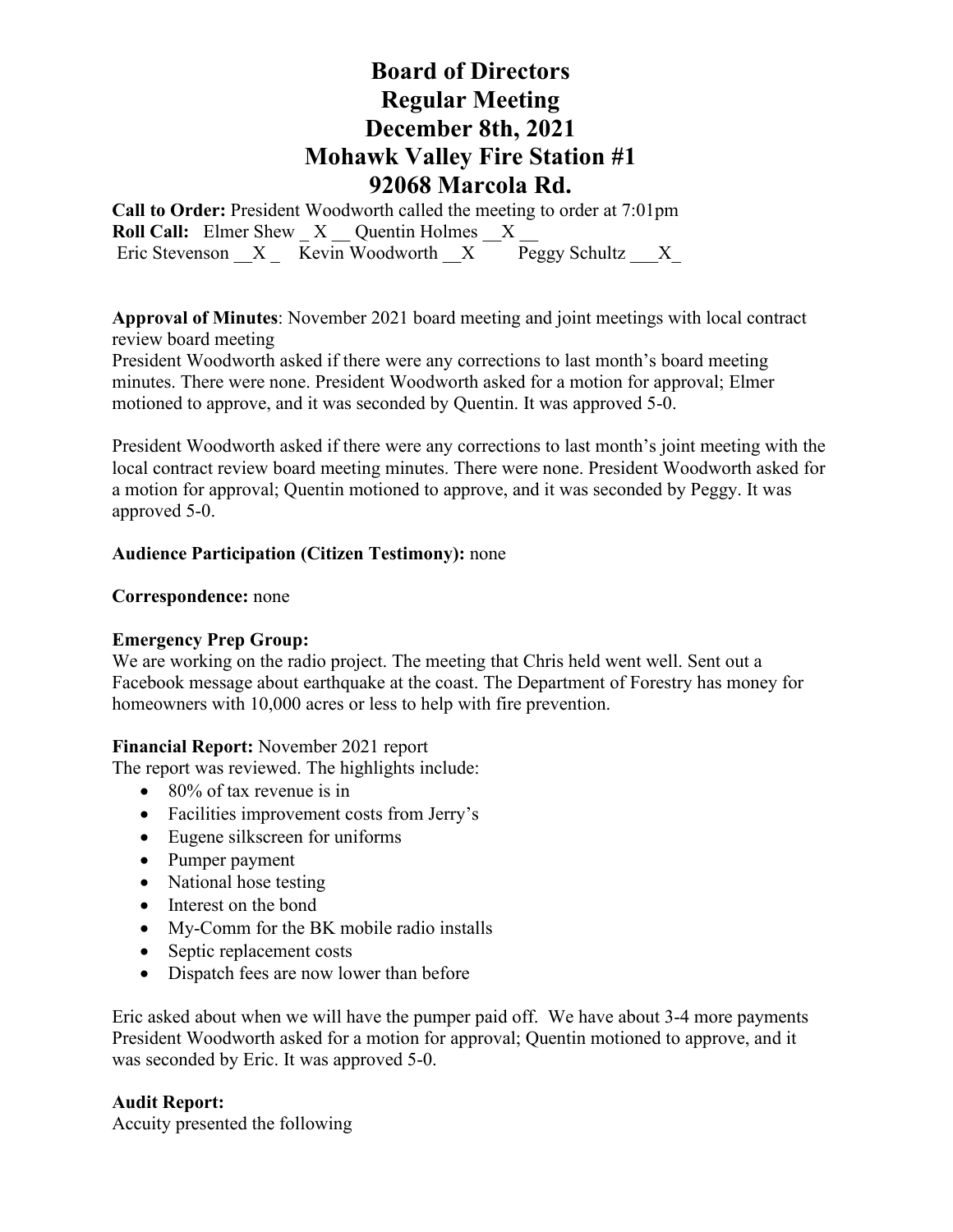# Board of Directors
# Regular Meeting
# December 8th, 2021
# Mohawk Valley Fire Station #1
# 92068 Marcola Rd.

**Call to Order:** President Woodworth called the meeting to order at 7:01pm

**Roll Call:** Elmer Shew _ X __ Quentin Holmes __X __
Eric Stevenson __X _ Kevin Woodworth __X Peggy Schultz ___X_

**Approval of Minutes**: November 2021 board meeting and joint meetings with local contract review board meeting

President Woodworth asked if there were any corrections to last month's board meeting minutes. There were none. President Woodworth asked for a motion for approval; Elmer motioned to approve, and it was seconded by Quentin. It was approved 5-0.

President Woodworth asked if there were any corrections to last month's joint meeting with the local contract review board meeting minutes. There were none. President Woodworth asked for a motion for approval; Quentin motioned to approve, and it was seconded by Peggy. It was approved 5-0.

**Audience Participation (Citizen Testimony):** none

**Correspondence:** none

**Emergency Prep Group:**

We are working on the radio project. The meeting that Chris held went well. Sent out a Facebook message about earthquake at the coast. The Department of Forestry has money for homeowners with 10,000 acres or less to help with fire prevention.

**Financial Report:** November 2021 report

The report was reviewed. The highlights include:

- 80% of tax revenue is in
- Facilities improvement costs from Jerry's
- Eugene silkscreen for uniforms
- Pumper payment
- National hose testing
- Interest on the bond
- My-Comm for the BK mobile radio installs
- Septic replacement costs
- Dispatch fees are now lower than before

Eric asked about when we will have the pumper paid off. We have about 3-4 more payments

President Woodworth asked for a motion for approval; Quentin motioned to approve, and it was seconded by Eric. It was approved 5-0.

**Audit Report:**

Accuity presented the following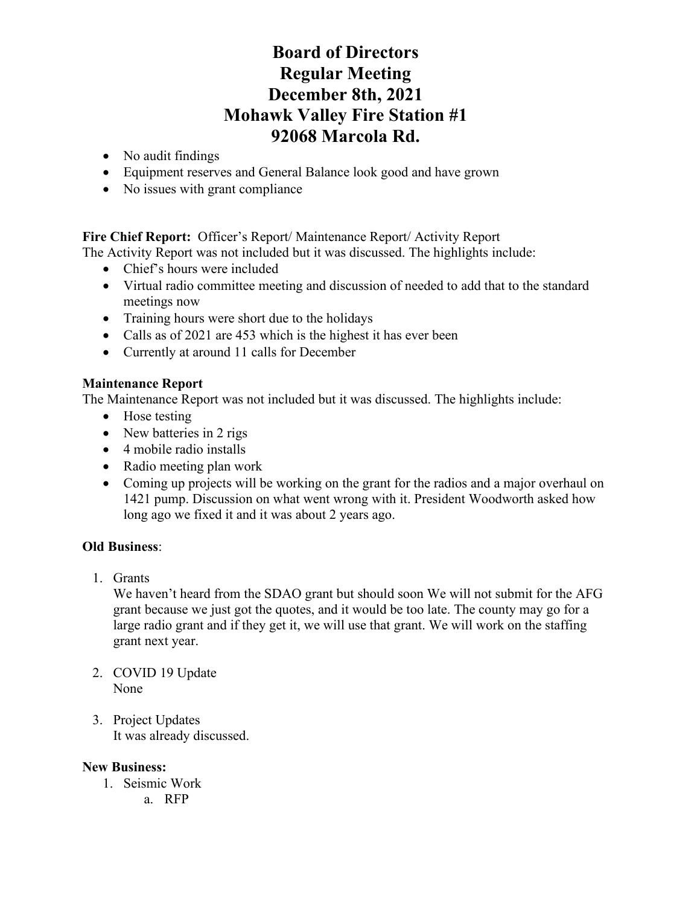# Board of Directors
# Regular Meeting
# December 8th, 2021
# Mohawk Valley Fire Station #1
# 92068 Marcola Rd.

- No audit findings
- Equipment reserves and General Balance look good and have grown
- No issues with grant compliance

**Fire Chief Report:** Officer's Report/ Maintenance Report/ Activity Report
The Activity Report was not included but it was discussed. The highlights include:

- Chief's hours were included
- Virtual radio committee meeting and discussion of needed to add that to the standard meetings now
- Training hours were short due to the holidays
- Calls as of 2021 are 453 which is the highest it has ever been
- Currently at around 11 calls for December

**Maintenance Report**
The Maintenance Report was not included but it was discussed. The highlights include:

- Hose testing
- New batteries in 2 rigs
- 4 mobile radio installs
- Radio meeting plan work
- Coming up projects will be working on the grant for the radios and a major overhaul on 1421 pump. Discussion on what went wrong with it. President Woodworth asked how long ago we fixed it and it was about 2 years ago.

**Old Business**:

1. Grants
   We haven't heard from the SDAO grant but should soon We will not submit for the AFG grant because we just got the quotes, and it would be too late. The county may go for a large radio grant and if they get it, we will use that grant. We will work on the staffing grant next year.

2. COVID 19 Update
   None

3. Project Updates
   It was already discussed.

**New Business:**

1. Seismic Work
   a. RFP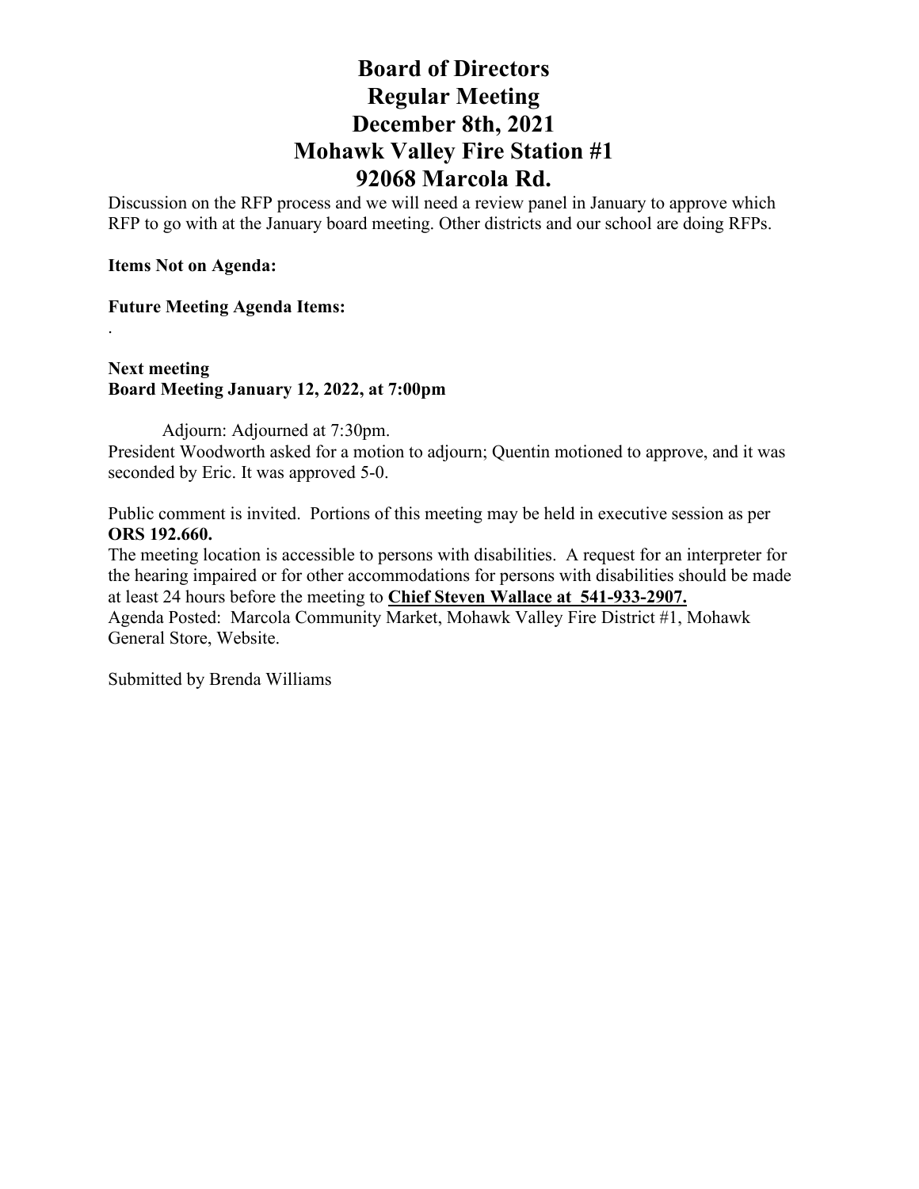# Board of Directors
# Regular Meeting
# December 8th, 2021
# Mohawk Valley Fire Station #1
# 92068 Marcola Rd.

Discussion on the RFP process and we will need a review panel in January to approve which RFP to go with at the January board meeting. Other districts and our school are doing RFPs.

**Items Not on Agenda:**

**Future Meeting Agenda Items:**

.

**Next meeting**
**Board Meeting January 12, 2022, at 7:00pm**

Adjourn: Adjourned at 7:30pm.
President Woodworth asked for a motion to adjourn; Quentin motioned to approve, and it was seconded by Eric. It was approved 5-0.

Public comment is invited. Portions of this meeting may be held in executive session as per **ORS 192.660.**
The meeting location is accessible to persons with disabilities. A request for an interpreter for the hearing impaired or for other accommodations for persons with disabilities should be made at least 24 hours before the meeting to **Chief Steven Wallace at 541-933-2907.**
Agenda Posted: Marcola Community Market, Mohawk Valley Fire District #1, Mohawk General Store, Website.

Submitted by Brenda Williams